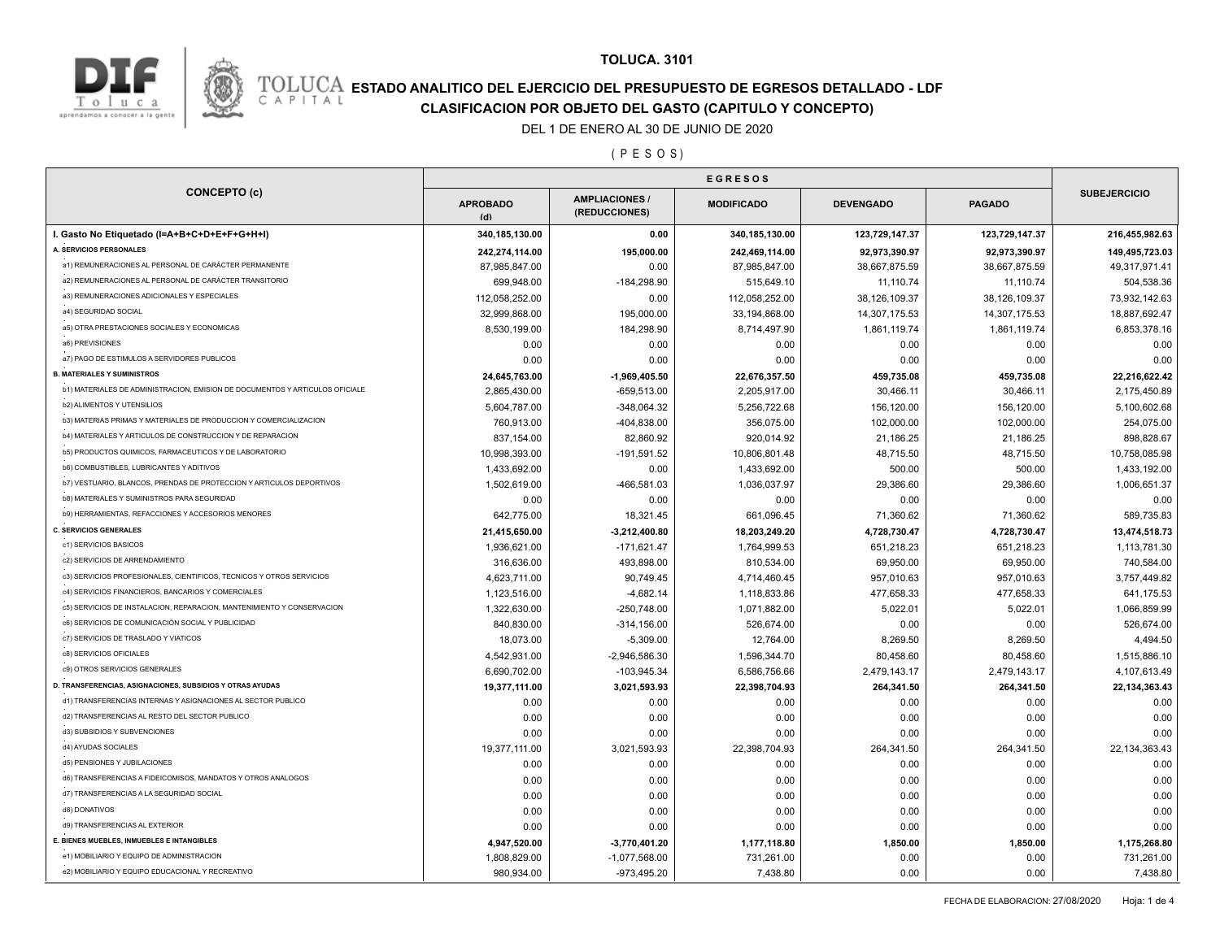# TOLUCA. 3101

## ESTADO ANALITICO DEL EJERCICIO DEL PRESUPUESTO DE EGRESOS DETALLADO - LDF

## CLASIFICACION POR OBJETO DEL GASTO (CAPITULO Y CONCEPTO)

DEL 1 DE ENERO AL 30 DE JUNIO DE 2020

( P E S O S )

| CONCEPTO (c) | EGRESOS | | | | | SUBEJERCICIO |
|---|---|---|---|---|---|---|
| | APROBADO (d) | AMPLIACIONES / (REDUCCIONES) | MODIFICADO | DEVENGADO | PAGADO | |
| **I. Gasto No Etiquetado (I=A+B+C+D+E+F+G+H+I)** | **340,185,130.00** | **0.00** | **340,185,130.00** | **123,729,147.37** | **123,729,147.37** | **216,455,982.63** |
| **A. SERVICIOS PERSONALES** | **242,274,114.00** | **195,000.00** | **242,469,114.00** | **92,973,390.97** | **92,973,390.97** | **149,495,723.03** |
| a1) REMUNERACIONES AL PERSONAL DE CARÁCTER PERMANENTE | 87,985,847.00 | 0.00 | 87,985,847.00 | 38,667,875.59 | 38,667,875.59 | 49,317,971.41 |
| a2) REMUNERACIONES AL PERSONAL DE CARÁCTER TRANSITORIO | 699,948.00 | -184,298.90 | 515,649.10 | 11,110.74 | 11,110.74 | 504,538.36 |
| a3) REMUNERACIONES ADICIONALES Y ESPECIALES | 112,058,252.00 | 0.00 | 112,058,252.00 | 38,126,109.37 | 38,126,109.37 | 73,932,142.63 |
| a4) SEGURIDAD SOCIAL | 32,999,868.00 | 195,000.00 | 33,194,868.00 | 14,307,175.53 | 14,307,175.53 | 18,887,692.47 |
| a5) OTRA PRESTACIONES SOCIALES Y ECONOMICAS | 8,530,199.00 | 184,298.90 | 8,714,497.90 | 1,861,119.74 | 1,861,119.74 | 6,853,378.16 |
| a6) PREVISIONES | 0.00 | 0.00 | 0.00 | 0.00 | 0.00 | 0.00 |
| a7) PAGO DE ESTIMULOS A SERVIDORES PUBLICOS | 0.00 | 0.00 | 0.00 | 0.00 | 0.00 | 0.00 |
| **B. MATERIALES Y SUMINISTROS** | **24,645,763.00** | **-1,969,405.50** | **22,676,357.50** | **459,735.08** | **459,735.08** | **22,216,622.42** |
| b1) MATERIALES DE ADMINISTRACION, EMISION DE DOCUMENTOS Y ARTICULOS OFICIALE | 2,865,430.00 | -659,513.00 | 2,205,917.00 | 30,466.11 | 30,466.11 | 2,175,450.89 |
| b2) ALIMENTOS Y UTENSILIOS | 5,604,787.00 | -348,064.32 | 5,256,722.68 | 156,120.00 | 156,120.00 | 5,100,602.68 |
| b3) MATERIAS PRIMAS Y MATERIALES DE PRODUCCION Y COMERCIALIZACION | 760,913.00 | -404,838.00 | 356,075.00 | 102,000.00 | 102,000.00 | 254,075.00 |
| b4) MATERIALES Y ARTICULOS DE CONSTRUCCION Y DE REPARACION | 837,154.00 | 82,860.92 | 920,014.92 | 21,186.25 | 21,186.25 | 898,828.67 |
| b5) PRODUCTOS QUIMICOS, FARMACEUTICOS Y DE LABORATORIO | 10,998,393.00 | -191,591.52 | 10,806,801.48 | 48,715.50 | 48,715.50 | 10,758,085.98 |
| b6) COMBUSTIBLES, LUBRICANTES Y ADITIVOS | 1,433,692.00 | 0.00 | 1,433,692.00 | 500.00 | 500.00 | 1,433,192.00 |
| b7) VESTUARIO, BLANCOS, PRENDAS DE PROTECCION Y ARTICULOS DEPORTIVOS | 1,502,619.00 | -466,581.03 | 1,036,037.97 | 29,386.60 | 29,386.60 | 1,006,651.37 |
| b8) MATERIALES Y SUMINISTROS PARA SEGURIDAD | 0.00 | 0.00 | 0.00 | 0.00 | 0.00 | 0.00 |
| b9) HERRAMIENTAS, REFACCIONES Y ACCESORIOS MENORES | 642,775.00 | 18,321.45 | 661,096.45 | 71,360.62 | 71,360.62 | 589,735.83 |
| **C. SERVICIOS GENERALES** | **21,415,650.00** | **-3,212,400.80** | **18,203,249.20** | **4,728,730.47** | **4,728,730.47** | **13,474,518.73** |
| c1) SERVICIOS BASICOS | 1,936,621.00 | -171,621.47 | 1,764,999.53 | 651,218.23 | 651,218.23 | 1,113,781.30 |
| c2) SERVICIOS DE ARRENDAMIENTO | 316,636.00 | 493,898.00 | 810,534.00 | 69,950.00 | 69,950.00 | 740,584.00 |
| c3) SERVICIOS PROFESIONALES, CIENTIFICOS, TECNICOS Y OTROS SERVICIOS | 4,623,711.00 | 90,749.45 | 4,714,460.45 | 957,010.63 | 957,010.63 | 3,757,449.82 |
| c4) SERVICIOS FINANCIEROS, BANCARIOS Y COMERCIALES | 1,123,516.00 | -4,682.14 | 1,118,833.86 | 477,658.33 | 477,658.33 | 641,175.53 |
| c5) SERVICIOS DE INSTALACION, REPARACION, MANTENIMIENTO Y CONSERVACION | 1,322,630.00 | -250,748.00 | 1,071,882.00 | 5,022.01 | 5,022.01 | 1,066,859.99 |
| c6) SERVICIOS DE COMUNICACIÓN SOCIAL Y PUBLICIDAD | 840,830.00 | -314,156.00 | 526,674.00 | 0.00 | 0.00 | 526,674.00 |
| c7) SERVICIOS DE TRASLADO Y VIATICOS | 18,073.00 | -5,309.00 | 12,764.00 | 8,269.50 | 8,269.50 | 4,494.50 |
| c8) SERVICIOS OFICIALES | 4,542,931.00 | -2,946,586.30 | 1,596,344.70 | 80,458.60 | 80,458.60 | 1,515,886.10 |
| c9) OTROS SERVICIOS GENERALES | 6,690,702.00 | -103,945.34 | 6,586,756.66 | 2,479,143.17 | 2,479,143.17 | 4,107,613.49 |
| **D. TRANSFERENCIAS, ASIGNACIONES, SUBSIDIOS Y OTRAS AYUDAS** | **19,377,111.00** | **3,021,593.93** | **22,398,704.93** | **264,341.50** | **264,341.50** | **22,134,363.43** |
| d1) TRANSFERENCIAS INTERNAS Y ASIGNACIONES AL SECTOR PUBLICO | 0.00 | 0.00 | 0.00 | 0.00 | 0.00 | 0.00 |
| d2) TRANSFERENCIAS AL RESTO DEL SECTOR PUBLICO | 0.00 | 0.00 | 0.00 | 0.00 | 0.00 | 0.00 |
| d3) SUBSIDIOS Y SUBVENCIONES | 0.00 | 0.00 | 0.00 | 0.00 | 0.00 | 0.00 |
| d4) AYUDAS SOCIALES | 19,377,111.00 | 3,021,593.93 | 22,398,704.93 | 264,341.50 | 264,341.50 | 22,134,363.43 |
| d5) PENSIONES Y JUBILACIONES | 0.00 | 0.00 | 0.00 | 0.00 | 0.00 | 0.00 |
| d6) TRANSFERENCIAS A FIDEICOMISOS, MANDATOS Y OTROS ANALOGOS | 0.00 | 0.00 | 0.00 | 0.00 | 0.00 | 0.00 |
| d7) TRANSFERENCIAS A LA SEGURIDAD SOCIAL | 0.00 | 0.00 | 0.00 | 0.00 | 0.00 | 0.00 |
| d8) DONATIVOS | 0.00 | 0.00 | 0.00 | 0.00 | 0.00 | 0.00 |
| d9) TRANSFERENCIAS AL EXTERIOR | 0.00 | 0.00 | 0.00 | 0.00 | 0.00 | 0.00 |
| **E. BIENES MUEBLES, INMUEBLES E INTANGIBLES** | **4,947,520.00** | **-3,770,401.20** | **1,177,118.80** | **1,850.00** | **1,850.00** | **1,175,268.80** |
| e1) MOBILIARIO Y EQUIPO DE ADMINISTRACION | 1,808,829.00 | -1,077,568.00 | 731,261.00 | 0.00 | 0.00 | 731,261.00 |
| e2) MOBILIARIO Y EQUIPO EDUCACIONAL Y RECREATIVO | 980,934.00 | -973,495.20 | 7,438.80 | 0.00 | 0.00 | 7,438.80 |

FECHA DE ELABORACION: 27/08/2020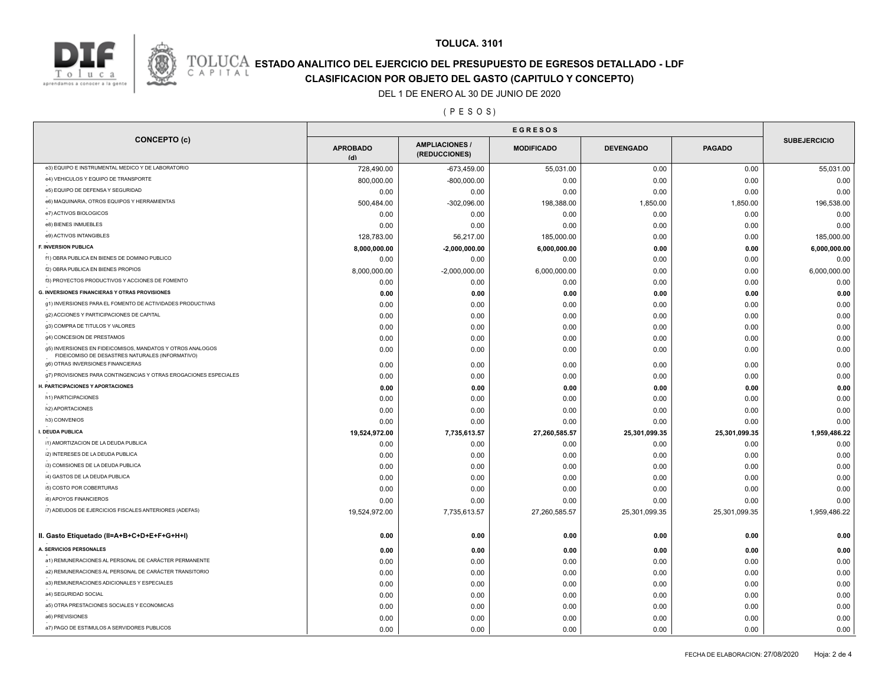# TOLUCA. 3101

## ESTADO ANALITICO DEL EJERCICIO DEL PRESUPUESTO DE EGRESOS DETALLADO - LDF

## CLASIFICACION POR OBJETO DEL GASTO (CAPITULO Y CONCEPTO)

DEL 1 DE ENERO AL 30 DE JUNIO DE 2020

( P E S O S )

| CONCEPTO (c) | EGRESOS | | | | | SUBEJERCICIO |
|---|---|---|---|---|---|---|
| | APROBADO (d) | AMPLIACIONES / (REDUCCIONES) | MODIFICADO | DEVENGADO | PAGADO | |
| e3) EQUIPO E INSTRUMENTAL MEDICO Y DE LABORATORIO | 728,490.00 | -673,459.00 | 55,031.00 | 0.00 | 0.00 | 55,031.00 |
| e4) VEHICULOS Y EQUIPO DE TRANSPORTE | 800,000.00 | -800,000.00 | 0.00 | 0.00 | 0.00 | 0.00 |
| e5) EQUIPO DE DEFENSA Y SEGURIDAD | 0.00 | 0.00 | 0.00 | 0.00 | 0.00 | 0.00 |
| e6) MAQUINARIA, OTROS EQUIPOS Y HERRAMIENTAS | 500,484.00 | -302,096.00 | 198,388.00 | 1,850.00 | 1,850.00 | 196,538.00 |
| e7) ACTIVOS BIOLOGICOS | 0.00 | 0.00 | 0.00 | 0.00 | 0.00 | 0.00 |
| e8) BIENES INMUEBLES | 0.00 | 0.00 | 0.00 | 0.00 | 0.00 | 0.00 |
| e9) ACTIVOS INTANGIBLES | 128,783.00 | 56,217.00 | 185,000.00 | 0.00 | 0.00 | 185,000.00 |
| **F. INVERSION PUBLICA** | **8,000,000.00** | **-2,000,000.00** | **6,000,000.00** | **0.00** | **0.00** | **6,000,000.00** |
| f1) OBRA PUBLICA EN BIENES DE DOMINIO PUBLICO | 0.00 | 0.00 | 0.00 | 0.00 | 0.00 | 0.00 |
| f2) OBRA PUBLICA EN BIENES PROPIOS | 8,000,000.00 | -2,000,000.00 | 6,000,000.00 | 0.00 | 0.00 | 6,000,000.00 |
| f3) PROYECTOS PRODUCTIVOS Y ACCIONES DE FOMENTO | 0.00 | 0.00 | 0.00 | 0.00 | 0.00 | 0.00 |
| **G. INVERSIONES FINANCIERAS Y OTRAS PROVISIONES** | **0.00** | **0.00** | **0.00** | **0.00** | **0.00** | **0.00** |
| g1) INVERSIONES PARA EL FOMENTO DE ACTIVIDADES PRODUCTIVAS | 0.00 | 0.00 | 0.00 | 0.00 | 0.00 | 0.00 |
| g2) ACCIONES Y PARTICIPACIONES DE CAPITAL | 0.00 | 0.00 | 0.00 | 0.00 | 0.00 | 0.00 |
| g3) COMPRA DE TITULOS Y VALORES | 0.00 | 0.00 | 0.00 | 0.00 | 0.00 | 0.00 |
| g4) CONCESION DE PRESTAMOS | 0.00 | 0.00 | 0.00 | 0.00 | 0.00 | 0.00 |
| g5) INVERSIONES EN FIDEICOMISOS, MANDATOS Y OTROS ANALOGOS FIDEICOMISO DE DESASTRES NATURALES (INFORMATIVO) | 0.00 | 0.00 | 0.00 | 0.00 | 0.00 | 0.00 |
| g6) OTRAS INVERSIONES FINANCIERAS | 0.00 | 0.00 | 0.00 | 0.00 | 0.00 | 0.00 |
| g7) PROVISIONES PARA CONTINGENCIAS Y OTRAS EROGACIONES ESPECIALES | 0.00 | 0.00 | 0.00 | 0.00 | 0.00 | 0.00 |
| **H. PARTICIPACIONES Y APORTACIONES** | **0.00** | **0.00** | **0.00** | **0.00** | **0.00** | **0.00** |
| h1) PARTICIPACIONES | 0.00 | 0.00 | 0.00 | 0.00 | 0.00 | 0.00 |
| h2) APORTACIONES | 0.00 | 0.00 | 0.00 | 0.00 | 0.00 | 0.00 |
| h3) CONVENIOS | 0.00 | 0.00 | 0.00 | 0.00 | 0.00 | 0.00 |
| **I. DEUDA PUBLICA** | **19,524,972.00** | **7,735,613.57** | **27,260,585.57** | **25,301,099.35** | **25,301,099.35** | **1,959,486.22** |
| i1) AMORTIZACION DE LA DEUDA PUBLICA | 0.00 | 0.00 | 0.00 | 0.00 | 0.00 | 0.00 |
| i2) INTERESES DE LA DEUDA PUBLICA | 0.00 | 0.00 | 0.00 | 0.00 | 0.00 | 0.00 |
| i3) COMISIONES DE LA DEUDA PUBLICA | 0.00 | 0.00 | 0.00 | 0.00 | 0.00 | 0.00 |
| i4) GASTOS DE LA DEUDA PUBLICA | 0.00 | 0.00 | 0.00 | 0.00 | 0.00 | 0.00 |
| i5) COSTO POR COBERTURAS | 0.00 | 0.00 | 0.00 | 0.00 | 0.00 | 0.00 |
| i6) APOYOS FINANCIEROS | 0.00 | 0.00 | 0.00 | 0.00 | 0.00 | 0.00 |
| i7) ADEUDOS DE EJERCICIOS FISCALES ANTERIORES (ADEFAS) | 19,524,972.00 | 7,735,613.57 | 27,260,585.57 | 25,301,099.35 | 25,301,099.35 | 1,959,486.22 |
| **II. Gasto Etiquetado (II=A+B+C+D+E+F+G+H+I)** | **0.00** | **0.00** | **0.00** | **0.00** | **0.00** | **0.00** |
| **A. SERVICIOS PERSONALES** | **0.00** | **0.00** | **0.00** | **0.00** | **0.00** | **0.00** |
| a1) REMUNERACIONES AL PERSONAL DE CARÁCTER PERMANENTE | 0.00 | 0.00 | 0.00 | 0.00 | 0.00 | 0.00 |
| a2) REMUNERACIONES AL PERSONAL DE CARÁCTER TRANSITORIO | 0.00 | 0.00 | 0.00 | 0.00 | 0.00 | 0.00 |
| a3) REMUNERACIONES ADICIONALES Y ESPECIALES | 0.00 | 0.00 | 0.00 | 0.00 | 0.00 | 0.00 |
| a4) SEGURIDAD SOCIAL | 0.00 | 0.00 | 0.00 | 0.00 | 0.00 | 0.00 |
| a5) OTRA PRESTACIONES SOCIALES Y ECONOMICAS | 0.00 | 0.00 | 0.00 | 0.00 | 0.00 | 0.00 |
| a6) PREVISIONES | 0.00 | 0.00 | 0.00 | 0.00 | 0.00 | 0.00 |
| a7) PAGO DE ESTIMULOS A SERVIDORES PUBLICOS | 0.00 | 0.00 | 0.00 | 0.00 | 0.00 | 0.00 |

FECHA DE ELABORACION: 27/08/2020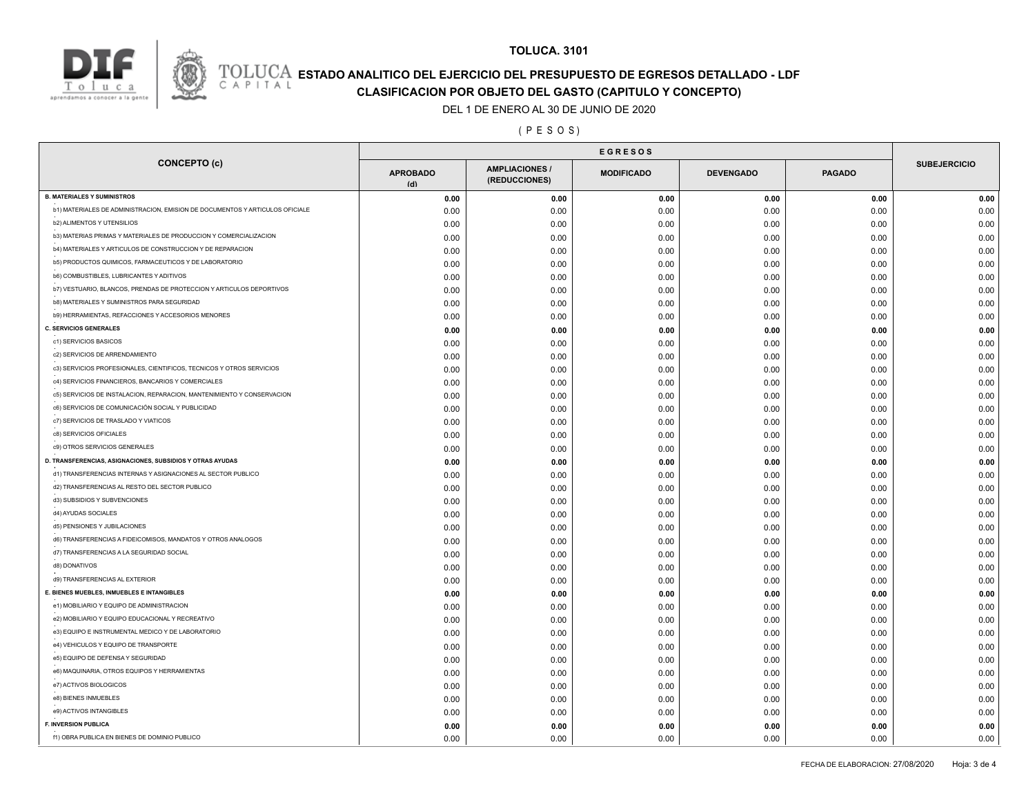**TOLUCA. 3101**

**ESTADO ANALITICO DEL EJERCICIO DEL PRESUPUESTO DE EGRESOS DETALLADO - LDF**

**CLASIFICACION POR OBJETO DEL GASTO (CAPITULO Y CONCEPTO)**

DEL 1 DE ENERO AL 30 DE JUNIO DE 2020

( P E S O S )

| CONCEPTO (c) | EGRESOS | | | | | SUBEJERCICIO |
|---|---|---|---|---|---|---|
| | APROBADO (d) | AMPLIACIONES / (REDUCCIONES) | MODIFICADO | DEVENGADO | PAGADO | |
| **B. MATERIALES Y SUMINISTROS** | **0.00** | **0.00** | **0.00** | **0.00** | **0.00** | **0.00** |
| b1) MATERIALES DE ADMINISTRACION, EMISION DE DOCUMENTOS Y ARTICULOS OFICIALE | 0.00 | 0.00 | 0.00 | 0.00 | 0.00 | 0.00 |
| b2) ALIMENTOS Y UTENSILIOS | 0.00 | 0.00 | 0.00 | 0.00 | 0.00 | 0.00 |
| b3) MATERIAS PRIMAS Y MATERIALES DE PRODUCCION Y COMERCIALIZACION | 0.00 | 0.00 | 0.00 | 0.00 | 0.00 | 0.00 |
| b4) MATERIALES Y ARTICULOS DE CONSTRUCCION Y DE REPARACION | 0.00 | 0.00 | 0.00 | 0.00 | 0.00 | 0.00 |
| b5) PRODUCTOS QUIMICOS, FARMACEUTICOS Y DE LABORATORIO | 0.00 | 0.00 | 0.00 | 0.00 | 0.00 | 0.00 |
| b6) COMBUSTIBLES, LUBRICANTES Y ADITIVOS | 0.00 | 0.00 | 0.00 | 0.00 | 0.00 | 0.00 |
| b7) VESTUARIO, BLANCOS, PRENDAS DE PROTECCION Y ARTICULOS DEPORTIVOS | 0.00 | 0.00 | 0.00 | 0.00 | 0.00 | 0.00 |
| b8) MATERIALES Y SUMINISTROS PARA SEGURIDAD | 0.00 | 0.00 | 0.00 | 0.00 | 0.00 | 0.00 |
| b9) HERRAMIENTAS, REFACCIONES Y ACCESORIOS MENORES | 0.00 | 0.00 | 0.00 | 0.00 | 0.00 | 0.00 |
| **C. SERVICIOS GENERALES** | **0.00** | **0.00** | **0.00** | **0.00** | **0.00** | **0.00** |
| c1) SERVICIOS BASICOS | 0.00 | 0.00 | 0.00 | 0.00 | 0.00 | 0.00 |
| c2) SERVICIOS DE ARRENDAMIENTO | 0.00 | 0.00 | 0.00 | 0.00 | 0.00 | 0.00 |
| c3) SERVICIOS PROFESIONALES, CIENTIFICOS, TECNICOS Y OTROS SERVICIOS | 0.00 | 0.00 | 0.00 | 0.00 | 0.00 | 0.00 |
| c4) SERVICIOS FINANCIEROS, BANCARIOS Y COMERCIALES | 0.00 | 0.00 | 0.00 | 0.00 | 0.00 | 0.00 |
| c5) SERVICIOS DE INSTALACION, REPARACION, MANTENIMIENTO Y CONSERVACION | 0.00 | 0.00 | 0.00 | 0.00 | 0.00 | 0.00 |
| c6) SERVICIOS DE COMUNICACIÓN SOCIAL Y PUBLICIDAD | 0.00 | 0.00 | 0.00 | 0.00 | 0.00 | 0.00 |
| c7) SERVICIOS DE TRASLADO Y VIATICOS | 0.00 | 0.00 | 0.00 | 0.00 | 0.00 | 0.00 |
| c8) SERVICIOS OFICIALES | 0.00 | 0.00 | 0.00 | 0.00 | 0.00 | 0.00 |
| c9) OTROS SERVICIOS GENERALES | 0.00 | 0.00 | 0.00 | 0.00 | 0.00 | 0.00 |
| **D. TRANSFERENCIAS, ASIGNACIONES, SUBSIDIOS Y OTRAS AYUDAS** | **0.00** | **0.00** | **0.00** | **0.00** | **0.00** | **0.00** |
| d1) TRANSFERENCIAS INTERNAS Y ASIGNACIONES AL SECTOR PUBLICO | 0.00 | 0.00 | 0.00 | 0.00 | 0.00 | 0.00 |
| d2) TRANSFERENCIAS AL RESTO DEL SECTOR PUBLICO | 0.00 | 0.00 | 0.00 | 0.00 | 0.00 | 0.00 |
| d3) SUBSIDIOS Y SUBVENCIONES | 0.00 | 0.00 | 0.00 | 0.00 | 0.00 | 0.00 |
| d4) AYUDAS SOCIALES | 0.00 | 0.00 | 0.00 | 0.00 | 0.00 | 0.00 |
| d5) PENSIONES Y JUBILACIONES | 0.00 | 0.00 | 0.00 | 0.00 | 0.00 | 0.00 |
| d6) TRANSFERENCIAS A FIDEICOMISOS, MANDATOS Y OTROS ANALOGOS | 0.00 | 0.00 | 0.00 | 0.00 | 0.00 | 0.00 |
| d7) TRANSFERENCIAS A LA SEGURIDAD SOCIAL | 0.00 | 0.00 | 0.00 | 0.00 | 0.00 | 0.00 |
| d8) DONATIVOS | 0.00 | 0.00 | 0.00 | 0.00 | 0.00 | 0.00 |
| d9) TRANSFERENCIAS AL EXTERIOR | 0.00 | 0.00 | 0.00 | 0.00 | 0.00 | 0.00 |
| **E. BIENES MUEBLES, INMUEBLES E INTANGIBLES** | **0.00** | **0.00** | **0.00** | **0.00** | **0.00** | **0.00** |
| e1) MOBILIARIO Y EQUIPO DE ADMINISTRACION | 0.00 | 0.00 | 0.00 | 0.00 | 0.00 | 0.00 |
| e2) MOBILIARIO Y EQUIPO EDUCACIONAL Y RECREATIVO | 0.00 | 0.00 | 0.00 | 0.00 | 0.00 | 0.00 |
| e3) EQUIPO E INSTRUMENTAL MEDICO Y DE LABORATORIO | 0.00 | 0.00 | 0.00 | 0.00 | 0.00 | 0.00 |
| e4) VEHICULOS Y EQUIPO DE TRANSPORTE | 0.00 | 0.00 | 0.00 | 0.00 | 0.00 | 0.00 |
| e5) EQUIPO DE DEFENSA Y SEGURIDAD | 0.00 | 0.00 | 0.00 | 0.00 | 0.00 | 0.00 |
| e6) MAQUINARIA, OTROS EQUIPOS Y HERRAMIENTAS | 0.00 | 0.00 | 0.00 | 0.00 | 0.00 | 0.00 |
| e7) ACTIVOS BIOLOGICOS | 0.00 | 0.00 | 0.00 | 0.00 | 0.00 | 0.00 |
| e8) BIENES INMUEBLES | 0.00 | 0.00 | 0.00 | 0.00 | 0.00 | 0.00 |
| e9) ACTIVOS INTANGIBLES | 0.00 | 0.00 | 0.00 | 0.00 | 0.00 | 0.00 |
| **F. INVERSION PUBLICA** | **0.00** | **0.00** | **0.00** | **0.00** | **0.00** | **0.00** |
| f1) OBRA PUBLICA EN BIENES DE DOMINIO PUBLICO | 0.00 | 0.00 | 0.00 | 0.00 | 0.00 | 0.00 |

FECHA DE ELABORACION: 27/08/2020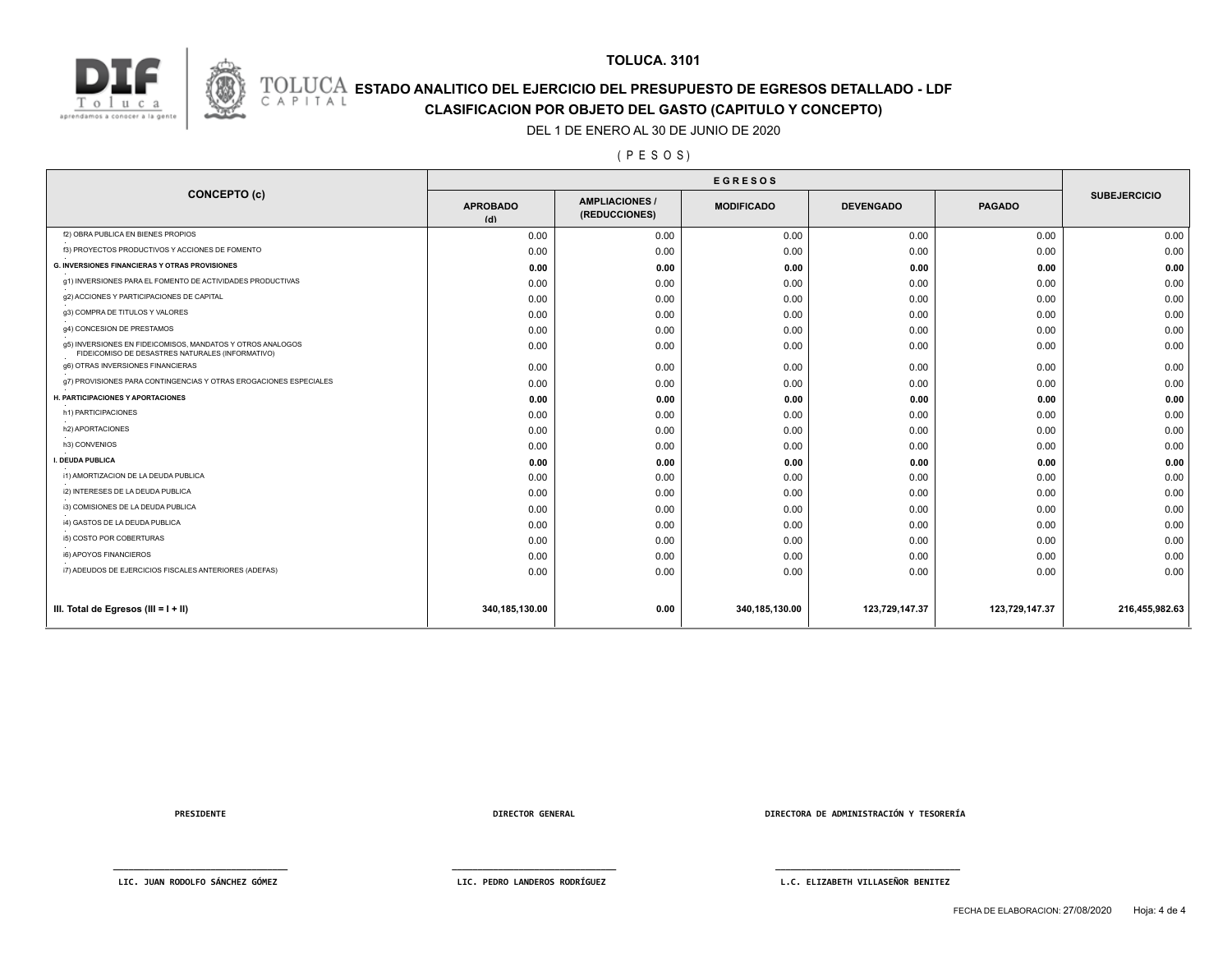**TOLUCA. 3101**

## ESTADO ANALITICO DEL EJERCICIO DEL PRESUPUESTO DE EGRESOS DETALLADO - LDF

### CLASIFICACION POR OBJETO DEL GASTO (CAPITULO Y CONCEPTO)

DEL 1 DE ENERO AL 30 DE JUNIO DE 2020

( P E S O S )

| CONCEPTO (c) | EGRESOS | | | | | SUBEJERCICIO |
|---|---|---|---|---|---|---|
| | APROBADO (d) | AMPLIACIONES / (REDUCCIONES) | MODIFICADO | DEVENGADO | PAGADO | |
| f2) OBRA PUBLICA EN BIENES PROPIOS | 0.00 | 0.00 | 0.00 | 0.00 | 0.00 | 0.00 |
| f3) PROYECTOS PRODUCTIVOS Y ACCIONES DE FOMENTO | 0.00 | 0.00 | 0.00 | 0.00 | 0.00 | 0.00 |
| **G. INVERSIONES FINANCIERAS Y OTRAS PROVISIONES** | **0.00** | **0.00** | **0.00** | **0.00** | **0.00** | **0.00** |
| g1) INVERSIONES PARA EL FOMENTO DE ACTIVIDADES PRODUCTIVAS | 0.00 | 0.00 | 0.00 | 0.00 | 0.00 | 0.00 |
| g2) ACCIONES Y PARTICIPACIONES DE CAPITAL | 0.00 | 0.00 | 0.00 | 0.00 | 0.00 | 0.00 |
| g3) COMPRA DE TITULOS Y VALORES | 0.00 | 0.00 | 0.00 | 0.00 | 0.00 | 0.00 |
| g4) CONCESION DE PRESTAMOS | 0.00 | 0.00 | 0.00 | 0.00 | 0.00 | 0.00 |
| g5) INVERSIONES EN FIDEICOMISOS, MANDATOS Y OTROS ANALOGOS FIDEICOMISO DE DESASTRES NATURALES (INFORMATIVO) | 0.00 | 0.00 | 0.00 | 0.00 | 0.00 | 0.00 |
| g6) OTRAS INVERSIONES FINANCIERAS | 0.00 | 0.00 | 0.00 | 0.00 | 0.00 | 0.00 |
| g7) PROVISIONES PARA CONTINGENCIAS Y OTRAS EROGACIONES ESPECIALES | 0.00 | 0.00 | 0.00 | 0.00 | 0.00 | 0.00 |
| **H. PARTICIPACIONES Y APORTACIONES** | **0.00** | **0.00** | **0.00** | **0.00** | **0.00** | **0.00** |
| h1) PARTICIPACIONES | 0.00 | 0.00 | 0.00 | 0.00 | 0.00 | 0.00 |
| h2) APORTACIONES | 0.00 | 0.00 | 0.00 | 0.00 | 0.00 | 0.00 |
| h3) CONVENIOS | 0.00 | 0.00 | 0.00 | 0.00 | 0.00 | 0.00 |
| **I. DEUDA PUBLICA** | **0.00** | **0.00** | **0.00** | **0.00** | **0.00** | **0.00** |
| i1) AMORTIZACION DE LA DEUDA PUBLICA | 0.00 | 0.00 | 0.00 | 0.00 | 0.00 | 0.00 |
| i2) INTERESES DE LA DEUDA PUBLICA | 0.00 | 0.00 | 0.00 | 0.00 | 0.00 | 0.00 |
| i3) COMISIONES DE LA DEUDA PUBLICA | 0.00 | 0.00 | 0.00 | 0.00 | 0.00 | 0.00 |
| i4) GASTOS DE LA DEUDA PUBLICA | 0.00 | 0.00 | 0.00 | 0.00 | 0.00 | 0.00 |
| i5) COSTO POR COBERTURAS | 0.00 | 0.00 | 0.00 | 0.00 | 0.00 | 0.00 |
| i6) APOYOS FINANCIEROS | 0.00 | 0.00 | 0.00 | 0.00 | 0.00 | 0.00 |
| i7) ADEUDOS DE EJERCICIOS FISCALES ANTERIORES (ADEFAS) | 0.00 | 0.00 | 0.00 | 0.00 | 0.00 | 0.00 |
| **III. Total de Egresos (III = I + II)** | **340,185,130.00** | **0.00** | **340,185,130.00** | **123,729,147.37** | **123,729,147.37** | **216,455,982.63** |

| PRESIDENTE | DIRECTOR GENERAL | DIRECTORA DE ADMINISTRACIÓN Y TESORERÍA |
|---|---|---|
| LIC. JUAN RODOLFO SÁNCHEZ GÓMEZ | LIC. PEDRO LANDEROS RODRÍGUEZ | L.C. ELIZABETH VILLASEÑOR BENITEZ |

FECHA DE ELABORACION: 27/08/2020